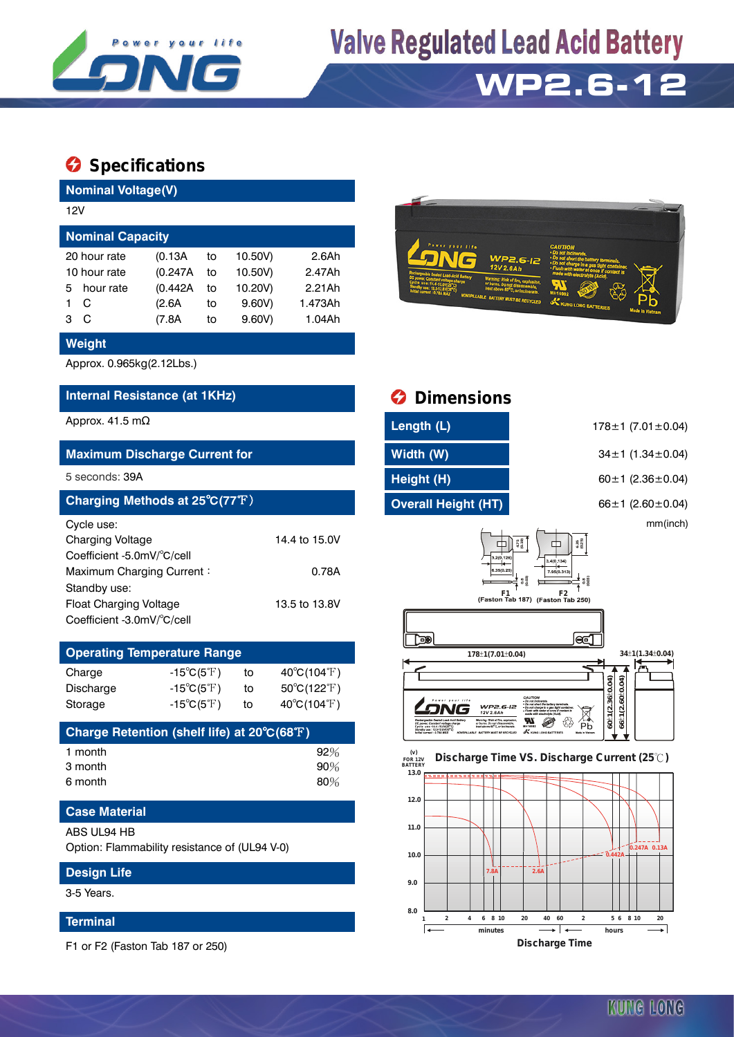# Valve Regulated Lead Acid Battery

# WP2.6-12

## Specifications

**Nominal Voltage(V)**

12V

**Nominal Capacity**

| | | | | |
|---|---|---|---|---|
| 20 hour rate | (0.13A | to | 10.50V) | 2.6Ah |
| 10 hour rate | (0.247A | to | 10.50V) | 2.47Ah |
| 5 hour rate | (0.442A | to | 10.20V) | 2.21Ah |
| 1 C | (2.6A | to | 9.60V) | 1.473Ah |
| 3 C | (7.8A | to | 9.60V) | 1.04Ah |

**Weight**

Approx. 0.965kg(2.12Lbs.)

**Internal Resistance (at 1KHz)**

Approx. 41.5 mΩ

**Maximum Discharge Current for**

5 seconds: 39A

**Charging Methods at 25℃(77℉)**

Cycle use:

| | |
|---|---|
| Charging Voltage | 14.4 to 15.0V |
| Coefficient -5.0mV/℃/cell | |
| Maximum Charging Current : | 0.78A |

Standby use:

| | |
|---|---|
| Float Charging Voltage | 13.5 to 13.8V |
| Coefficient -3.0mV/℃/cell | |

**Operating Temperature Range**

| | | | |
|---|---|---|---|
| Charge | -15℃(5℉) | to | 40℃(104℉) |
| Discharge | -15℃(5℉) | to | 50℃(122℉) |
| Storage | -15℃(5℉) | to | 40℃(104℉) |

**Charge Retention (shelf life) at 20℃(68℉)**

| | |
|---|---|
| 1 month | 92% |
| 3 month | 90% |
| 6 month | 80% |

**Case Material**

ABS UL94 HB

Option: Flammability resistance of (UL94 V-0)

**Design Life**

3-5 Years.

**Terminal**

F1 or F2 (Faston Tab 187 or 250)

## Dimensions

| | |
|---|---|
| Length (L) | 178±1 (7.01±0.04) |
| Width (W) | 34±1 (1.34±0.04) |
| Height (H) | 60±1 (2.36±0.04) |
| Overall Height (HT) | 66±1 (2.60±0.04) |

mm(inch)

F1 (Faston Tab 187) F2 (Faston Tab 250)

**Discharge Time VS. Discharge Current (25℃)**

Discharge Time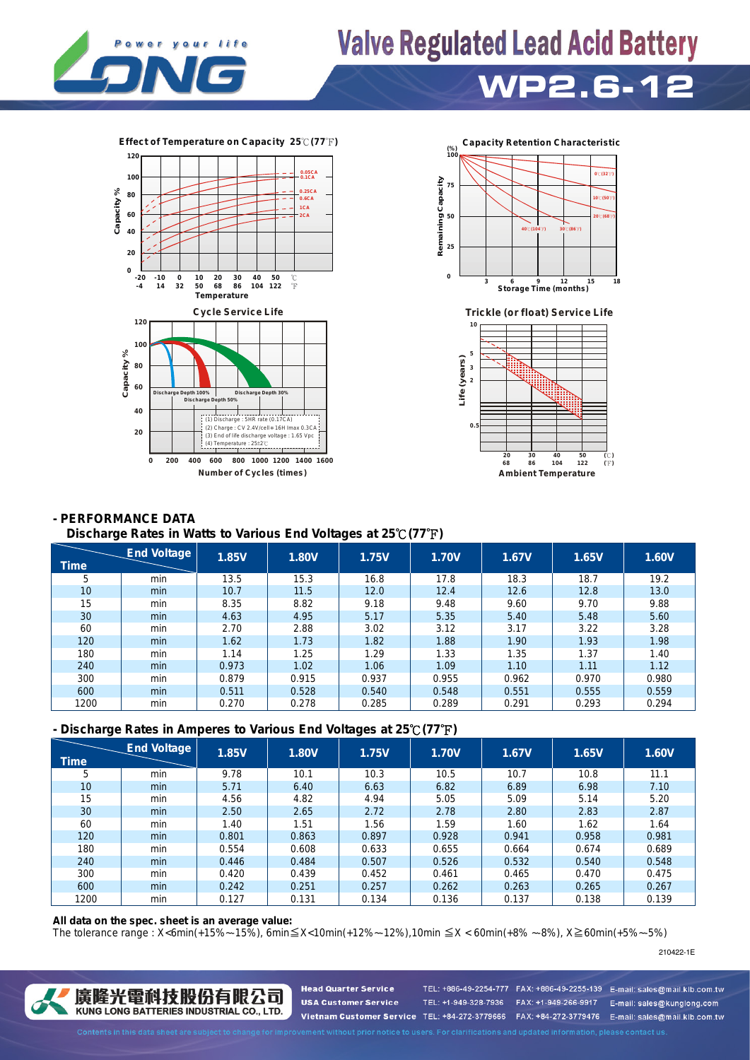# Valve Regulated Lead Acid Battery

## WP2.6-12

Effect of Temperature on Capacity 25℃(77℉)

Capacity %

120
100
80
60
40
20
0

0.05CA
0.1CA
0.25CA
0.6CA
1CA
2CA

-20 -10 0 10 20 30 40 50 ℃
-4 14 32 50 68 86 104 122 ℉

Temperature

Capacity Retention Characteristic

(%)
100
75
50
25
0

Remaining Capacity

0℃(32℉)
10℃(50℉)
20℃(68℉)
30℃(86℉)
40℃(104℉)

3 6 9 12 15 18

Storage Time (months)

Cycle Service Life

Capacity %

120
100
80
60
40
20

Discharge Depth 100%
Discharge Depth 50%
Discharge Depth 30%

(1) Discharge : 5HR rate (0.17CA)
(2) Charge : CV 2.4V/cell≡16H Imax 0.3CA
(3) End of life discharge voltage : 1.65 Vpc
(4) Temperature : 25±2℃

0 200 400 600 800 1000 1200 1400 1600

Number of Cycles (times)

Trickle (or float) Service Life

Life (years)

10
5
3
2
0.5

20 30 40 50 (℃)
68 86 104 122 (℉)

Ambient Temperature

## - PERFORMANCE DATA

### Discharge Rates in Watts to Various End Voltages at 25℃(77℉)

| Time (End Voltage) | | 1.85V | 1.80V | 1.75V | 1.70V | 1.67V | 1.65V | 1.60V |
|---|---|---|---|---|---|---|---|---|
| 5 | min | 13.5 | 15.3 | 16.8 | 17.8 | 18.3 | 18.7 | 19.2 |
| 10 | min | 10.7 | 11.5 | 12.0 | 12.4 | 12.6 | 12.8 | 13.0 |
| 15 | min | 8.35 | 8.82 | 9.18 | 9.48 | 9.60 | 9.70 | 9.88 |
| 30 | min | 4.63 | 4.95 | 5.17 | 5.35 | 5.40 | 5.48 | 5.60 |
| 60 | min | 2.70 | 2.88 | 3.02 | 3.12 | 3.17 | 3.22 | 3.28 |
| 120 | min | 1.62 | 1.73 | 1.82 | 1.88 | 1.90 | 1.93 | 1.98 |
| 180 | min | 1.14 | 1.25 | 1.29 | 1.33 | 1.35 | 1.37 | 1.40 |
| 240 | min | 0.973 | 1.02 | 1.06 | 1.09 | 1.10 | 1.11 | 1.12 |
| 300 | min | 0.879 | 0.915 | 0.937 | 0.955 | 0.962 | 0.970 | 0.980 |
| 600 | min | 0.511 | 0.528 | 0.540 | 0.548 | 0.551 | 0.555 | 0.559 |
| 1200 | min | 0.270 | 0.278 | 0.285 | 0.289 | 0.291 | 0.293 | 0.294 |

### - Discharge Rates in Amperes to Various End Voltages at 25℃(77℉)

| Time (End Voltage) | | 1.85V | 1.80V | 1.75V | 1.70V | 1.67V | 1.65V | 1.60V |
|---|---|---|---|---|---|---|---|---|
| 5 | min | 9.78 | 10.1 | 10.3 | 10.5 | 10.7 | 10.8 | 11.1 |
| 10 | min | 5.71 | 6.40 | 6.63 | 6.82 | 6.89 | 6.98 | 7.10 |
| 15 | min | 4.56 | 4.82 | 4.94 | 5.05 | 5.09 | 5.14 | 5.20 |
| 30 | min | 2.50 | 2.65 | 2.72 | 2.78 | 2.80 | 2.83 | 2.87 |
| 60 | min | 1.40 | 1.51 | 1.56 | 1.59 | 1.60 | 1.62 | 1.64 |
| 120 | min | 0.801 | 0.863 | 0.897 | 0.928 | 0.941 | 0.958 | 0.981 |
| 180 | min | 0.554 | 0.608 | 0.633 | 0.655 | 0.664 | 0.674 | 0.689 |
| 240 | min | 0.446 | 0.484 | 0.507 | 0.526 | 0.532 | 0.540 | 0.548 |
| 300 | min | 0.420 | 0.439 | 0.452 | 0.461 | 0.465 | 0.470 | 0.475 |
| 600 | min | 0.242 | 0.251 | 0.257 | 0.262 | 0.263 | 0.265 | 0.267 |
| 1200 | min | 0.127 | 0.131 | 0.134 | 0.136 | 0.137 | 0.138 | 0.139 |

**All data on the spec. sheet is an average value:**

The tolerance range : X<6min(+15%~-15%), 6min≦X<10min(+12%~-12%),10min ≦X < 60min(+8% ~-8%), X≧60min(+5%~-5%)

210422-1E

廣隆光電科技股份有限公司
KUNG LONG BATTERIES INDUSTRIAL CO., LTD.

| | | | |
|---|---|---|---|
| Head Quarter Service | TEL: +886-49-2254-777 | FAX: +886-49-2255-139 | E-mail: sales@mail.klb.com.tw |
| USA Customer Service | TEL: +1-949-328-7936 | FAX: +1-949-266-9917 | E-mail: sales@kunglong.com |
| Vietnam Customer Service | TEL: +84-272-3779666 | FAX: +84-272-3779476 | E-mail: sales@mail.klb.com.tw |

Contents in this data sheet are subject to change for improvement without prior notice to users. For clarifications and updated information, please contact us.